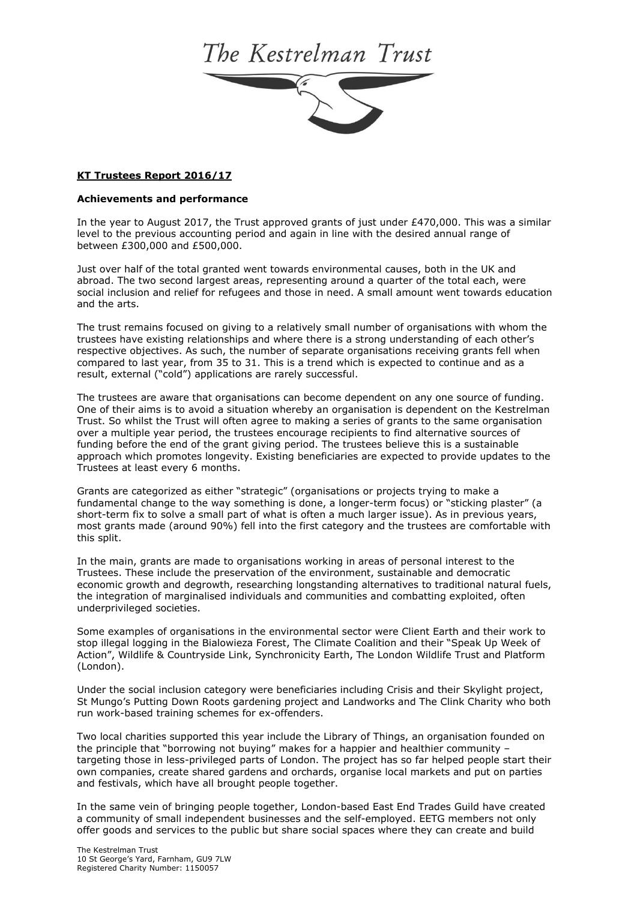# The Kestrelman Trust

**KT Trustees Report 2016/17**

**Achievements and performance**

In the year to August 2017, the Trust approved grants of just under £470,000. This was a similar level to the previous accounting period and again in line with the desired annual range of between £300,000 and £500,000.

Just over half of the total granted went towards environmental causes, both in the UK and abroad. The two second largest areas, representing around a quarter of the total each, were social inclusion and relief for refugees and those in need. A small amount went towards education and the arts.

The trust remains focused on giving to a relatively small number of organisations with whom the trustees have existing relationships and where there is a strong understanding of each other's respective objectives. As such, the number of separate organisations receiving grants fell when compared to last year, from 35 to 31. This is a trend which is expected to continue and as a result, external ("cold") applications are rarely successful.

The trustees are aware that organisations can become dependent on any one source of funding. One of their aims is to avoid a situation whereby an organisation is dependent on the Kestrelman Trust. So whilst the Trust will often agree to making a series of grants to the same organisation over a multiple year period, the trustees encourage recipients to find alternative sources of funding before the end of the grant giving period. The trustees believe this is a sustainable approach which promotes longevity. Existing beneficiaries are expected to provide updates to the Trustees at least every 6 months.

Grants are categorized as either "strategic" (organisations or projects trying to make a fundamental change to the way something is done, a longer-term focus) or "sticking plaster" (a short-term fix to solve a small part of what is often a much larger issue). As in previous years, most grants made (around 90%) fell into the first category and the trustees are comfortable with this split.

In the main, grants are made to organisations working in areas of personal interest to the Trustees. These include the preservation of the environment, sustainable and democratic economic growth and degrowth, researching longstanding alternatives to traditional natural fuels, the integration of marginalised individuals and communities and combatting exploited, often underprivileged societies.

Some examples of organisations in the environmental sector were Client Earth and their work to stop illegal logging in the Bialowieza Forest, The Climate Coalition and their "Speak Up Week of Action", Wildlife & Countryside Link, Synchronicity Earth, The London Wildlife Trust and Platform (London).

Under the social inclusion category were beneficiaries including Crisis and their Skylight project, St Mungo's Putting Down Roots gardening project and Landworks and The Clink Charity who both run work-based training schemes for ex-offenders.

Two local charities supported this year include the Library of Things, an organisation founded on the principle that "borrowing not buying" makes for a happier and healthier community – targeting those in less-privileged parts of London. The project has so far helped people start their own companies, create shared gardens and orchards, organise local markets and put on parties and festivals, which have all brought people together.

In the same vein of bringing people together, London-based East End Trades Guild have created a community of small independent businesses and the self-employed. EETG members not only offer goods and services to the public but share social spaces where they can create and build

The Kestrelman Trust
10 St George's Yard, Farnham, GU9 7LW
Registered Charity Number: 1150057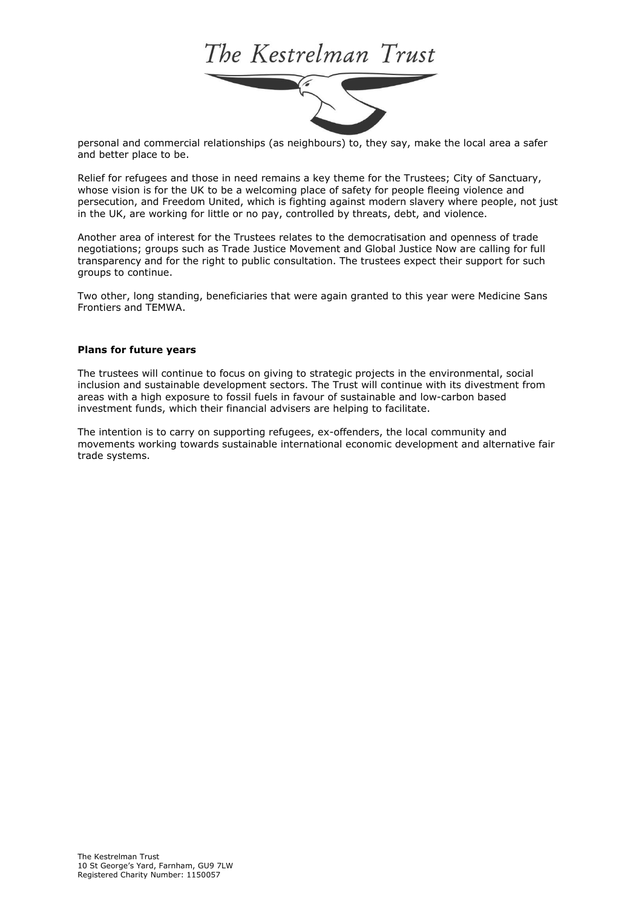personal and commercial relationships (as neighbours) to, they say, make the local area a safer and better place to be.

Relief for refugees and those in need remains a key theme for the Trustees; City of Sanctuary, whose vision is for the UK to be a welcoming place of safety for people fleeing violence and persecution, and Freedom United, which is fighting against modern slavery where people, not just in the UK, are working for little or no pay, controlled by threats, debt, and violence.

Another area of interest for the Trustees relates to the democratisation and openness of trade negotiations; groups such as Trade Justice Movement and Global Justice Now are calling for full transparency and for the right to public consultation. The trustees expect their support for such groups to continue.

Two other, long standing, beneficiaries that were again granted to this year were Medicine Sans Frontiers and TEMWA.

**Plans for future years**

The trustees will continue to focus on giving to strategic projects in the environmental, social inclusion and sustainable development sectors. The Trust will continue with its divestment from areas with a high exposure to fossil fuels in favour of sustainable and low-carbon based investment funds, which their financial advisers are helping to facilitate.

The intention is to carry on supporting refugees, ex-offenders, the local community and movements working towards sustainable international economic development and alternative fair trade systems.